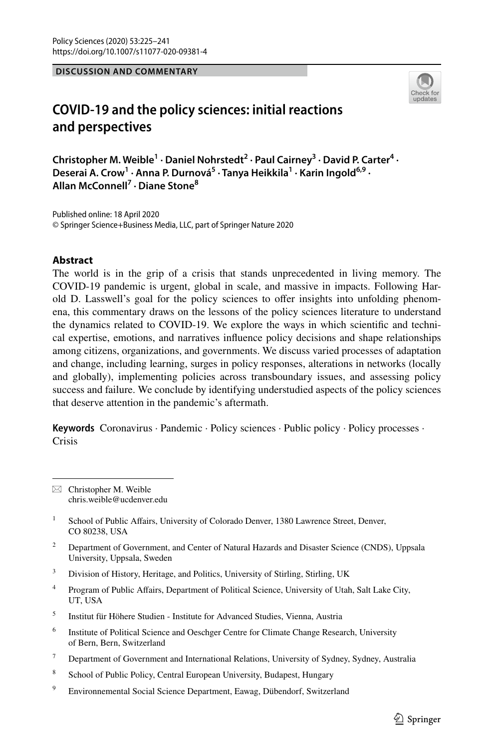DISCUSSION AND COMMENTARY

# COVID-19 and the policy sciences: initial reactions and perspectives

**Christopher M. Weible[1] · Daniel Nohrstedt[2] · Paul Cairney[3] · David P. Carter[4] · Deserai A. Crow[1] · Anna P. Durnová[5] · Tanya Heikkila[1] · Karin Ingold[6,9] · Allan McConnell[7] · Diane Stone[8]**

Published online: 18 April 2020
© Springer Science+Business Media, LLC, part of Springer Nature 2020

## Abstract

The world is in the grip of a crisis that stands unprecedented in living memory. The COVID-19 pandemic is urgent, global in scale, and massive in impacts. Following Harold D. Lasswell's goal for the policy sciences to offer insights into unfolding phenomena, this commentary draws on the lessons of the policy sciences literature to understand the dynamics related to COVID-19. We explore the ways in which scientific and technical expertise, emotions, and narratives influence policy decisions and shape relationships among citizens, organizations, and governments. We discuss varied processes of adaptation and change, including learning, surges in policy responses, alterations in networks (locally and globally), implementing policies across transboundary issues, and assessing policy success and failure. We conclude by identifying understudied aspects of the policy sciences that deserve attention in the pandemic's aftermath.

**Keywords** Coronavirus · Pandemic · Policy sciences · Public policy · Policy processes · Crisis

---

✉ Christopher M. Weible
chris.weible@ucdenver.edu

[1] School of Public Affairs, University of Colorado Denver, 1380 Lawrence Street, Denver, CO 80238, USA

[2] Department of Government, and Center of Natural Hazards and Disaster Science (CNDS), Uppsala University, Uppsala, Sweden

[3] Division of History, Heritage, and Politics, University of Stirling, Stirling, UK

[4] Program of Public Affairs, Department of Political Science, University of Utah, Salt Lake City, UT, USA

[5] Institut für Höhere Studien - Institute for Advanced Studies, Vienna, Austria

[6] Institute of Political Science and Oeschger Centre for Climate Change Research, University of Bern, Bern, Switzerland

[7] Department of Government and International Relations, University of Sydney, Sydney, Australia

[8] School of Public Policy, Central European University, Budapest, Hungary

[9] Environnemental Social Science Department, Eawag, Dübendorf, Switzerland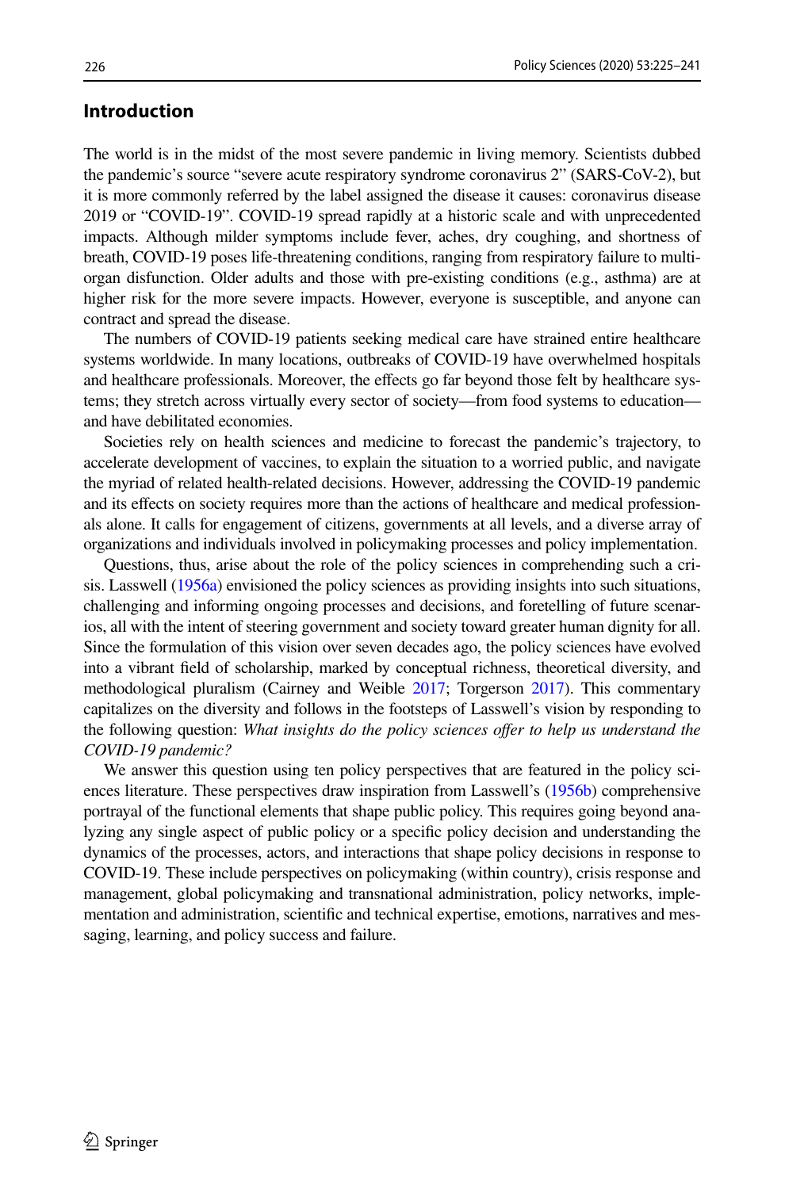## Introduction

The world is in the midst of the most severe pandemic in living memory. Scientists dubbed the pandemic's source "severe acute respiratory syndrome coronavirus 2" (SARS-CoV-2), but it is more commonly referred by the label assigned the disease it causes: coronavirus disease 2019 or "COVID-19". COVID-19 spread rapidly at a historic scale and with unprecedented impacts. Although milder symptoms include fever, aches, dry coughing, and shortness of breath, COVID-19 poses life-threatening conditions, ranging from respiratory failure to multi-organ disfunction. Older adults and those with pre-existing conditions (e.g., asthma) are at higher risk for the more severe impacts. However, everyone is susceptible, and anyone can contract and spread the disease.

The numbers of COVID-19 patients seeking medical care have strained entire healthcare systems worldwide. In many locations, outbreaks of COVID-19 have overwhelmed hospitals and healthcare professionals. Moreover, the effects go far beyond those felt by healthcare systems; they stretch across virtually every sector of society—from food systems to education—and have debilitated economies.

Societies rely on health sciences and medicine to forecast the pandemic's trajectory, to accelerate development of vaccines, to explain the situation to a worried public, and navigate the myriad of related health-related decisions. However, addressing the COVID-19 pandemic and its effects on society requires more than the actions of healthcare and medical professionals alone. It calls for engagement of citizens, governments at all levels, and a diverse array of organizations and individuals involved in policymaking processes and policy implementation.

Questions, thus, arise about the role of the policy sciences in comprehending such a crisis. Lasswell (1956a) envisioned the policy sciences as providing insights into such situations, challenging and informing ongoing processes and decisions, and foretelling of future scenarios, all with the intent of steering government and society toward greater human dignity for all. Since the formulation of this vision over seven decades ago, the policy sciences have evolved into a vibrant field of scholarship, marked by conceptual richness, theoretical diversity, and methodological pluralism (Cairney and Weible 2017; Torgerson 2017). This commentary capitalizes on the diversity and follows in the footsteps of Lasswell's vision by responding to the following question: *What insights do the policy sciences offer to help us understand the COVID-19 pandemic?*

We answer this question using ten policy perspectives that are featured in the policy sciences literature. These perspectives draw inspiration from Lasswell's (1956b) comprehensive portrayal of the functional elements that shape public policy. This requires going beyond analyzing any single aspect of public policy or a specific policy decision and understanding the dynamics of the processes, actors, and interactions that shape policy decisions in response to COVID-19. These include perspectives on policymaking (within country), crisis response and management, global policymaking and transnational administration, policy networks, implementation and administration, scientific and technical expertise, emotions, narratives and messaging, learning, and policy success and failure.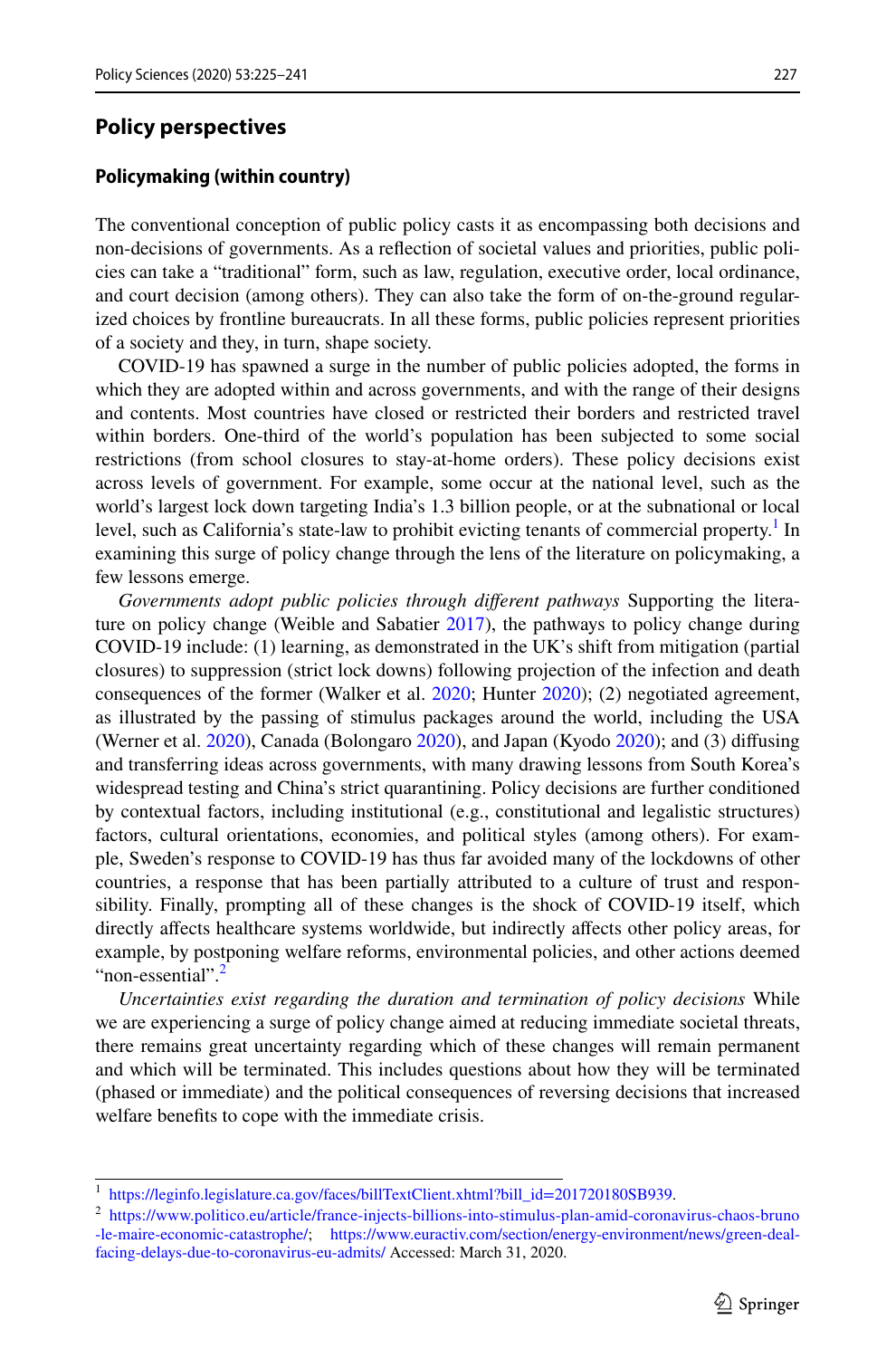## Policy perspectives

### Policymaking (within country)

The conventional conception of public policy casts it as encompassing both decisions and non-decisions of governments. As a reflection of societal values and priorities, public policies can take a "traditional" form, such as law, regulation, executive order, local ordinance, and court decision (among others). They can also take the form of on-the-ground regularized choices by frontline bureaucrats. In all these forms, public policies represent priorities of a society and they, in turn, shape society.

COVID-19 has spawned a surge in the number of public policies adopted, the forms in which they are adopted within and across governments, and with the range of their designs and contents. Most countries have closed or restricted their borders and restricted travel within borders. One-third of the world's population has been subjected to some social restrictions (from school closures to stay-at-home orders). These policy decisions exist across levels of government. For example, some occur at the national level, such as the world's largest lock down targeting India's 1.3 billion people, or at the subnational or local level, such as California's state-law to prohibit evicting tenants of commercial property.[1] In examining this surge of policy change through the lens of the literature on policymaking, a few lessons emerge.

*Governments adopt public policies through different pathways* Supporting the literature on policy change (Weible and Sabatier 2017), the pathways to policy change during COVID-19 include: (1) learning, as demonstrated in the UK's shift from mitigation (partial closures) to suppression (strict lock downs) following projection of the infection and death consequences of the former (Walker et al. 2020; Hunter 2020); (2) negotiated agreement, as illustrated by the passing of stimulus packages around the world, including the USA (Werner et al. 2020), Canada (Bolongaro 2020), and Japan (Kyodo 2020); and (3) diffusing and transferring ideas across governments, with many drawing lessons from South Korea's widespread testing and China's strict quarantining. Policy decisions are further conditioned by contextual factors, including institutional (e.g., constitutional and legalistic structures) factors, cultural orientations, economies, and political styles (among others). For example, Sweden's response to COVID-19 has thus far avoided many of the lockdowns of other countries, a response that has been partially attributed to a culture of trust and responsibility. Finally, prompting all of these changes is the shock of COVID-19 itself, which directly affects healthcare systems worldwide, but indirectly affects other policy areas, for example, by postponing welfare reforms, environmental policies, and other actions deemed "non-essential".[2]

*Uncertainties exist regarding the duration and termination of policy decisions* While we are experiencing a surge of policy change aimed at reducing immediate societal threats, there remains great uncertainty regarding which of these changes will remain permanent and which will be terminated. This includes questions about how they will be terminated (phased or immediate) and the political consequences of reversing decisions that increased welfare benefits to cope with the immediate crisis.

---

[1] https://leginfo.legislature.ca.gov/faces/billTextClient.xhtml?bill_id=201720180SB939.

[2] https://www.politico.eu/article/france-injects-billions-into-stimulus-plan-amid-coronavirus-chaos-bruno-le-maire-economic-catastrophe/; https://www.euractiv.com/section/energy-environment/news/green-deal-facing-delays-due-to-coronavirus-eu-admits/ Accessed: March 31, 2020.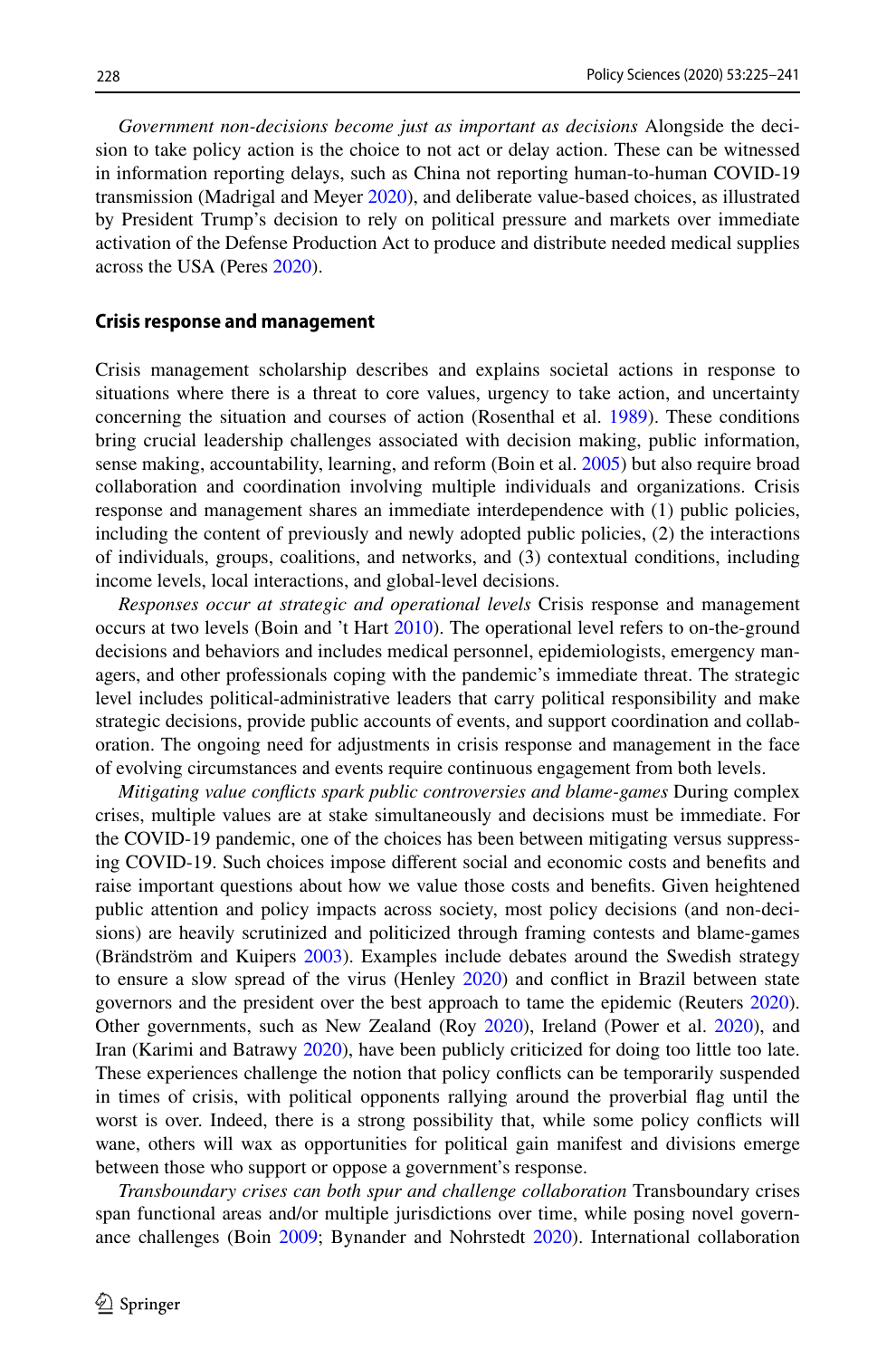*Government non-decisions become just as important as decisions* Alongside the decision to take policy action is the choice to not act or delay action. These can be witnessed in information reporting delays, such as China not reporting human-to-human COVID-19 transmission (Madrigal and Meyer 2020), and deliberate value-based choices, as illustrated by President Trump's decision to rely on political pressure and markets over immediate activation of the Defense Production Act to produce and distribute needed medical supplies across the USA (Peres 2020).

### Crisis response and management

Crisis management scholarship describes and explains societal actions in response to situations where there is a threat to core values, urgency to take action, and uncertainty concerning the situation and courses of action (Rosenthal et al. 1989). These conditions bring crucial leadership challenges associated with decision making, public information, sense making, accountability, learning, and reform (Boin et al. 2005) but also require broad collaboration and coordination involving multiple individuals and organizations. Crisis response and management shares an immediate interdependence with (1) public policies, including the content of previously and newly adopted public policies, (2) the interactions of individuals, groups, coalitions, and networks, and (3) contextual conditions, including income levels, local interactions, and global-level decisions.

*Responses occur at strategic and operational levels* Crisis response and management occurs at two levels (Boin and 't Hart 2010). The operational level refers to on-the-ground decisions and behaviors and includes medical personnel, epidemiologists, emergency managers, and other professionals coping with the pandemic's immediate threat. The strategic level includes political-administrative leaders that carry political responsibility and make strategic decisions, provide public accounts of events, and support coordination and collaboration. The ongoing need for adjustments in crisis response and management in the face of evolving circumstances and events require continuous engagement from both levels.

*Mitigating value conflicts spark public controversies and blame-games* During complex crises, multiple values are at stake simultaneously and decisions must be immediate. For the COVID-19 pandemic, one of the choices has been between mitigating versus suppressing COVID-19. Such choices impose different social and economic costs and benefits and raise important questions about how we value those costs and benefits. Given heightened public attention and policy impacts across society, most policy decisions (and non-decisions) are heavily scrutinized and politicized through framing contests and blame-games (Brändström and Kuipers 2003). Examples include debates around the Swedish strategy to ensure a slow spread of the virus (Henley 2020) and conflict in Brazil between state governors and the president over the best approach to tame the epidemic (Reuters 2020). Other governments, such as New Zealand (Roy 2020), Ireland (Power et al. 2020), and Iran (Karimi and Batrawy 2020), have been publicly criticized for doing too little too late. These experiences challenge the notion that policy conflicts can be temporarily suspended in times of crisis, with political opponents rallying around the proverbial flag until the worst is over. Indeed, there is a strong possibility that, while some policy conflicts will wane, others will wax as opportunities for political gain manifest and divisions emerge between those who support or oppose a government's response.

*Transboundary crises can both spur and challenge collaboration* Transboundary crises span functional areas and/or multiple jurisdictions over time, while posing novel governance challenges (Boin 2009; Bynander and Nohrstedt 2020). International collaboration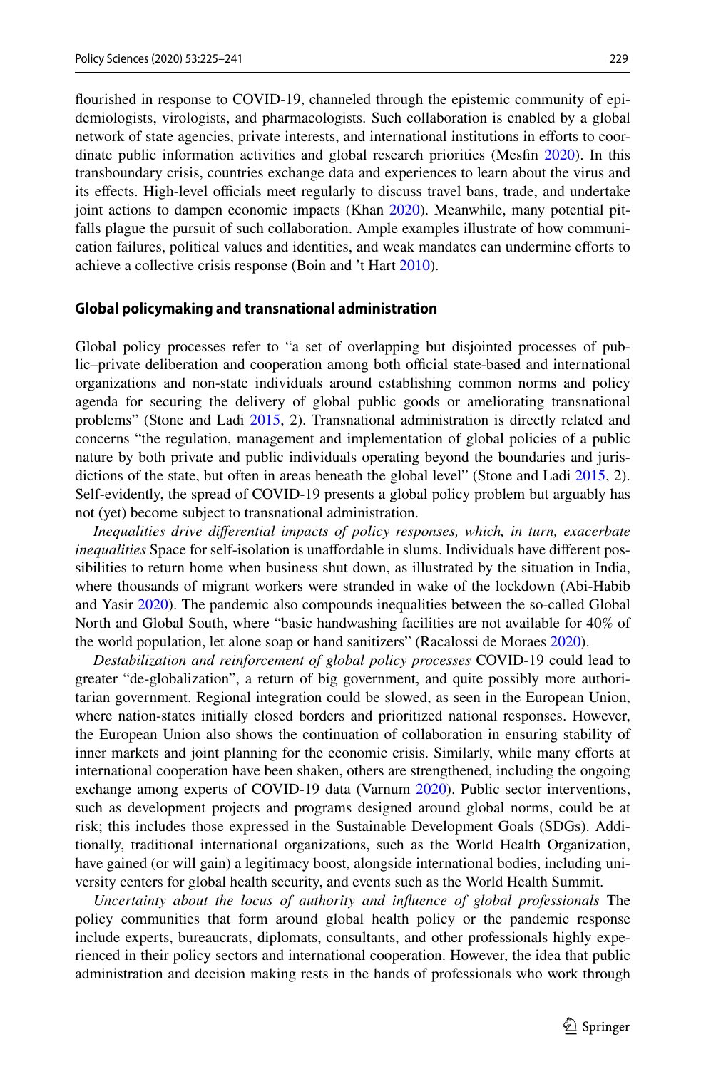flourished in response to COVID-19, channeled through the epistemic community of epidemiologists, virologists, and pharmacologists. Such collaboration is enabled by a global network of state agencies, private interests, and international institutions in efforts to coordinate public information activities and global research priorities (Mesfin 2020). In this transboundary crisis, countries exchange data and experiences to learn about the virus and its effects. High-level officials meet regularly to discuss travel bans, trade, and undertake joint actions to dampen economic impacts (Khan 2020). Meanwhile, many potential pitfalls plague the pursuit of such collaboration. Ample examples illustrate of how communication failures, political values and identities, and weak mandates can undermine efforts to achieve a collective crisis response (Boin and 't Hart 2010).

### Global policymaking and transnational administration

Global policy processes refer to "a set of overlapping but disjointed processes of public–private deliberation and cooperation among both official state-based and international organizations and non-state individuals around establishing common norms and policy agenda for securing the delivery of global public goods or ameliorating transnational problems" (Stone and Ladi 2015, 2). Transnational administration is directly related and concerns "the regulation, management and implementation of global policies of a public nature by both private and public individuals operating beyond the boundaries and jurisdictions of the state, but often in areas beneath the global level" (Stone and Ladi 2015, 2). Self-evidently, the spread of COVID-19 presents a global policy problem but arguably has not (yet) become subject to transnational administration.

*Inequalities drive differential impacts of policy responses, which, in turn, exacerbate inequalities* Space for self-isolation is unaffordable in slums. Individuals have different possibilities to return home when business shut down, as illustrated by the situation in India, where thousands of migrant workers were stranded in wake of the lockdown (Abi-Habib and Yasir 2020). The pandemic also compounds inequalities between the so-called Global North and Global South, where "basic handwashing facilities are not available for 40% of the world population, let alone soap or hand sanitizers" (Racalossi de Moraes 2020).

*Destabilization and reinforcement of global policy processes* COVID-19 could lead to greater "de-globalization", a return of big government, and quite possibly more authoritarian government. Regional integration could be slowed, as seen in the European Union, where nation-states initially closed borders and prioritized national responses. However, the European Union also shows the continuation of collaboration in ensuring stability of inner markets and joint planning for the economic crisis. Similarly, while many efforts at international cooperation have been shaken, others are strengthened, including the ongoing exchange among experts of COVID-19 data (Varnum 2020). Public sector interventions, such as development projects and programs designed around global norms, could be at risk; this includes those expressed in the Sustainable Development Goals (SDGs). Additionally, traditional international organizations, such as the World Health Organization, have gained (or will gain) a legitimacy boost, alongside international bodies, including university centers for global health security, and events such as the World Health Summit.

*Uncertainty about the locus of authority and influence of global professionals* The policy communities that form around global health policy or the pandemic response include experts, bureaucrats, diplomats, consultants, and other professionals highly experienced in their policy sectors and international cooperation. However, the idea that public administration and decision making rests in the hands of professionals who work through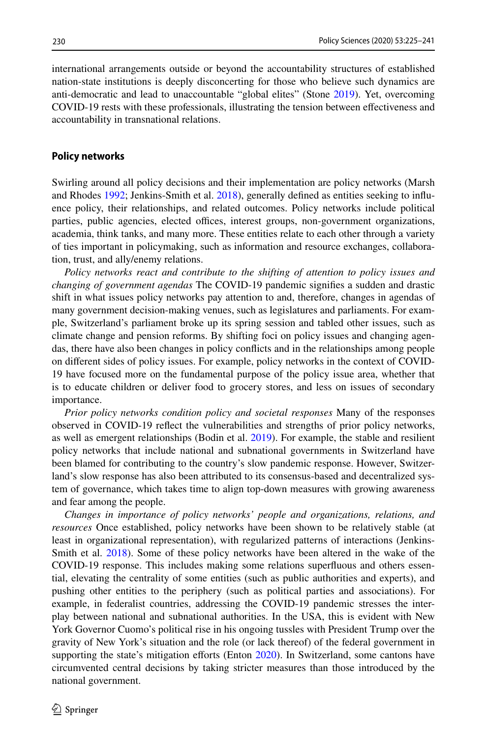international arrangements outside or beyond the accountability structures of established nation-state institutions is deeply disconcerting for those who believe such dynamics are anti-democratic and lead to unaccountable "global elites" (Stone 2019). Yet, overcoming COVID-19 rests with these professionals, illustrating the tension between effectiveness and accountability in transnational relations.

## Policy networks

Swirling around all policy decisions and their implementation are policy networks (Marsh and Rhodes 1992; Jenkins-Smith et al. 2018), generally defined as entities seeking to influence policy, their relationships, and related outcomes. Policy networks include political parties, public agencies, elected offices, interest groups, non-government organizations, academia, think tanks, and many more. These entities relate to each other through a variety of ties important in policymaking, such as information and resource exchanges, collaboration, trust, and ally/enemy relations.

*Policy networks react and contribute to the shifting of attention to policy issues and changing of government agendas* The COVID-19 pandemic signifies a sudden and drastic shift in what issues policy networks pay attention to and, therefore, changes in agendas of many government decision-making venues, such as legislatures and parliaments. For example, Switzerland's parliament broke up its spring session and tabled other issues, such as climate change and pension reforms. By shifting foci on policy issues and changing agendas, there have also been changes in policy conflicts and in the relationships among people on different sides of policy issues. For example, policy networks in the context of COVID-19 have focused more on the fundamental purpose of the policy issue area, whether that is to educate children or deliver food to grocery stores, and less on issues of secondary importance.

*Prior policy networks condition policy and societal responses* Many of the responses observed in COVID-19 reflect the vulnerabilities and strengths of prior policy networks, as well as emergent relationships (Bodin et al. 2019). For example, the stable and resilient policy networks that include national and subnational governments in Switzerland have been blamed for contributing to the country's slow pandemic response. However, Switzerland's slow response has also been attributed to its consensus-based and decentralized system of governance, which takes time to align top-down measures with growing awareness and fear among the people.

*Changes in importance of policy networks' people and organizations, relations, and resources* Once established, policy networks have been shown to be relatively stable (at least in organizational representation), with regularized patterns of interactions (Jenkins-Smith et al. 2018). Some of these policy networks have been altered in the wake of the COVID-19 response. This includes making some relations superfluous and others essential, elevating the centrality of some entities (such as public authorities and experts), and pushing other entities to the periphery (such as political parties and associations). For example, in federalist countries, addressing the COVID-19 pandemic stresses the interplay between national and subnational authorities. In the USA, this is evident with New York Governor Cuomo's political rise in his ongoing tussles with President Trump over the gravity of New York's situation and the role (or lack thereof) of the federal government in supporting the state's mitigation efforts (Enton 2020). In Switzerland, some cantons have circumvented central decisions by taking stricter measures than those introduced by the national government.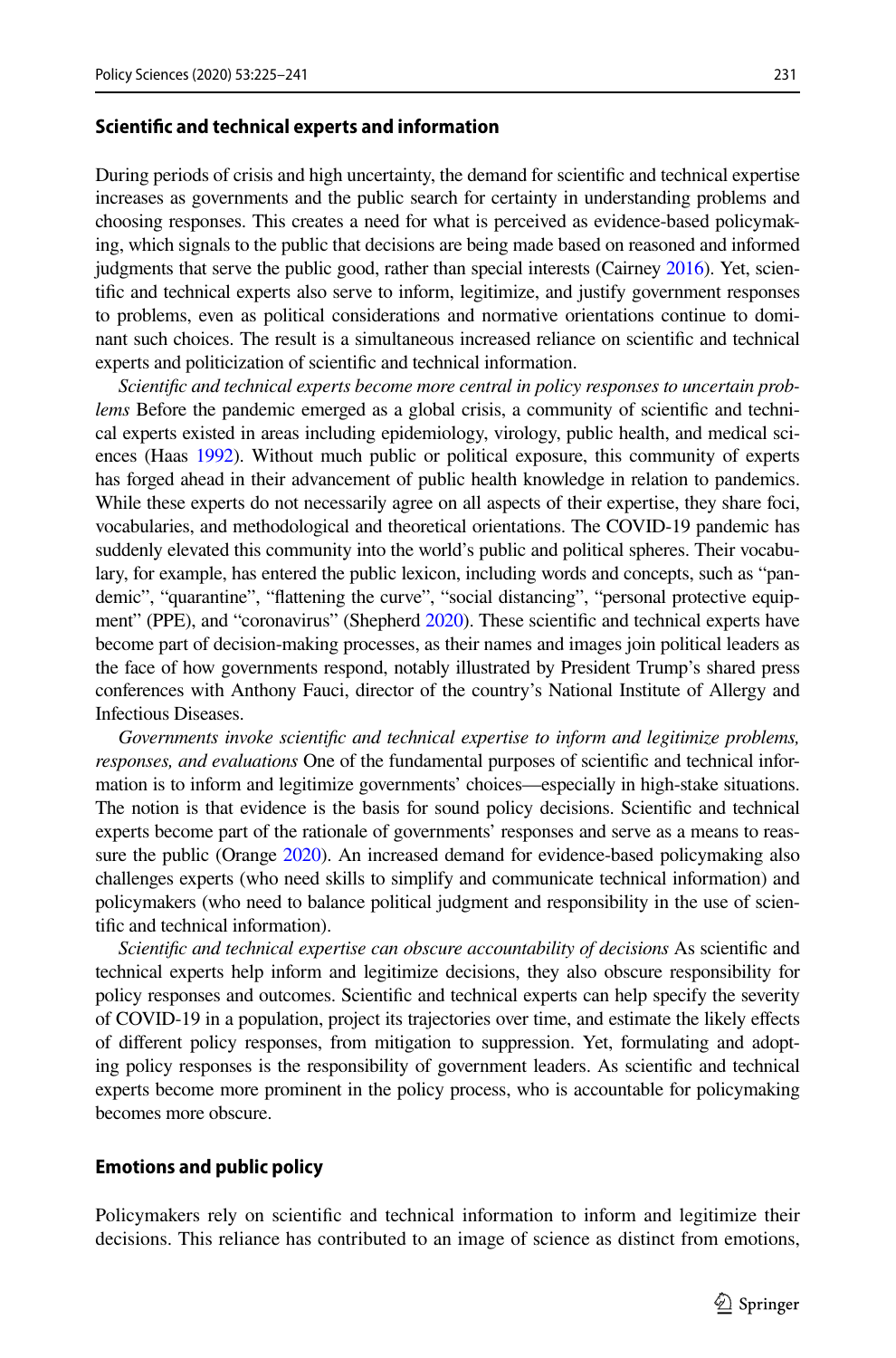### Scientific and technical experts and information

During periods of crisis and high uncertainty, the demand for scientific and technical expertise increases as governments and the public search for certainty in understanding problems and choosing responses. This creates a need for what is perceived as evidence-based policymaking, which signals to the public that decisions are being made based on reasoned and informed judgments that serve the public good, rather than special interests (Cairney 2016). Yet, scientific and technical experts also serve to inform, legitimize, and justify government responses to problems, even as political considerations and normative orientations continue to dominant such choices. The result is a simultaneous increased reliance on scientific and technical experts and politicization of scientific and technical information.

*Scientific and technical experts become more central in policy responses to uncertain problems* Before the pandemic emerged as a global crisis, a community of scientific and technical experts existed in areas including epidemiology, virology, public health, and medical sciences (Haas 1992). Without much public or political exposure, this community of experts has forged ahead in their advancement of public health knowledge in relation to pandemics. While these experts do not necessarily agree on all aspects of their expertise, they share foci, vocabularies, and methodological and theoretical orientations. The COVID-19 pandemic has suddenly elevated this community into the world's public and political spheres. Their vocabulary, for example, has entered the public lexicon, including words and concepts, such as "pandemic", "quarantine", "flattening the curve", "social distancing", "personal protective equipment" (PPE), and "coronavirus" (Shepherd 2020). These scientific and technical experts have become part of decision-making processes, as their names and images join political leaders as the face of how governments respond, notably illustrated by President Trump's shared press conferences with Anthony Fauci, director of the country's National Institute of Allergy and Infectious Diseases.

*Governments invoke scientific and technical expertise to inform and legitimize problems, responses, and evaluations* One of the fundamental purposes of scientific and technical information is to inform and legitimize governments' choices—especially in high-stake situations. The notion is that evidence is the basis for sound policy decisions. Scientific and technical experts become part of the rationale of governments' responses and serve as a means to reassure the public (Orange 2020). An increased demand for evidence-based policymaking also challenges experts (who need skills to simplify and communicate technical information) and policymakers (who need to balance political judgment and responsibility in the use of scientific and technical information).

*Scientific and technical expertise can obscure accountability of decisions* As scientific and technical experts help inform and legitimize decisions, they also obscure responsibility for policy responses and outcomes. Scientific and technical experts can help specify the severity of COVID-19 in a population, project its trajectories over time, and estimate the likely effects of different policy responses, from mitigation to suppression. Yet, formulating and adopting policy responses is the responsibility of government leaders. As scientific and technical experts become more prominent in the policy process, who is accountable for policymaking becomes more obscure.

### Emotions and public policy

Policymakers rely on scientific and technical information to inform and legitimize their decisions. This reliance has contributed to an image of science as distinct from emotions,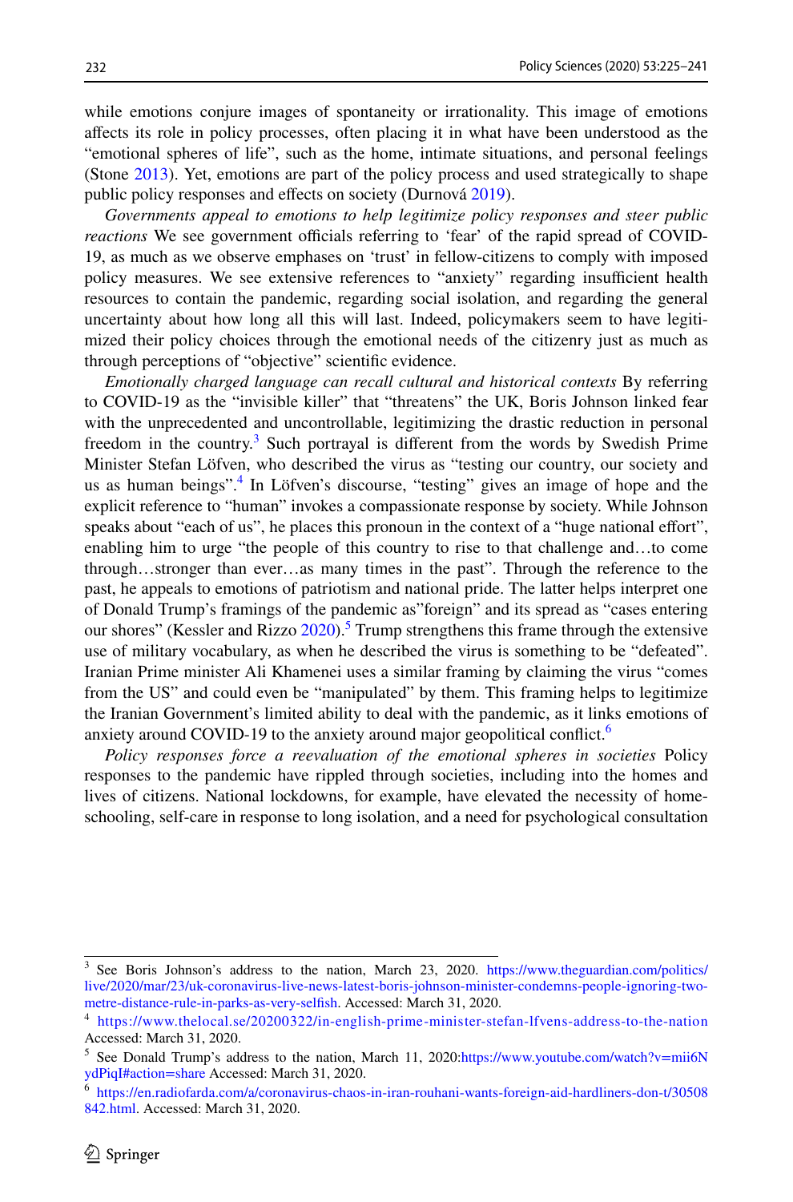while emotions conjure images of spontaneity or irrationality. This image of emotions affects its role in policy processes, often placing it in what have been understood as the "emotional spheres of life", such as the home, intimate situations, and personal feelings (Stone 2013). Yet, emotions are part of the policy process and used strategically to shape public policy responses and effects on society (Durnová 2019).

*Governments appeal to emotions to help legitimize policy responses and steer public reactions* We see government officials referring to 'fear' of the rapid spread of COVID-19, as much as we observe emphases on 'trust' in fellow-citizens to comply with imposed policy measures. We see extensive references to "anxiety" regarding insufficient health resources to contain the pandemic, regarding social isolation, and regarding the general uncertainty about how long all this will last. Indeed, policymakers seem to have legitimized their policy choices through the emotional needs of the citizenry just as much as through perceptions of "objective" scientific evidence.

*Emotionally charged language can recall cultural and historical contexts* By referring to COVID-19 as the "invisible killer" that "threatens" the UK, Boris Johnson linked fear with the unprecedented and uncontrollable, legitimizing the drastic reduction in personal freedom in the country.[3] Such portrayal is different from the words by Swedish Prime Minister Stefan Löfven, who described the virus as "testing our country, our society and us as human beings".[4] In Löfven's discourse, "testing" gives an image of hope and the explicit reference to "human" invokes a compassionate response by society. While Johnson speaks about "each of us", he places this pronoun in the context of a "huge national effort", enabling him to urge "the people of this country to rise to that challenge and…to come through…stronger than ever…as many times in the past". Through the reference to the past, he appeals to emotions of patriotism and national pride. The latter helps interpret one of Donald Trump's framings of the pandemic as"foreign" and its spread as "cases entering our shores" (Kessler and Rizzo 2020).[5] Trump strengthens this frame through the extensive use of military vocabulary, as when he described the virus is something to be "defeated". Iranian Prime minister Ali Khamenei uses a similar framing by claiming the virus "comes from the US" and could even be "manipulated" by them. This framing helps to legitimize the Iranian Government's limited ability to deal with the pandemic, as it links emotions of anxiety around COVID-19 to the anxiety around major geopolitical conflict.[6]

*Policy responses force a reevaluation of the emotional spheres in societies* Policy responses to the pandemic have rippled through societies, including into the homes and lives of citizens. National lockdowns, for example, have elevated the necessity of home-schooling, self-care in response to long isolation, and a need for psychological consultation

---

[3] See Boris Johnson's address to the nation, March 23, 2020. https://www.theguardian.com/politics/live/2020/mar/23/uk-coronavirus-live-news-latest-boris-johnson-minister-condemns-people-ignoring-two-metre-distance-rule-in-parks-as-very-selfish. Accessed: March 31, 2020.

[4] https://www.thelocal.se/20200322/in-english-prime-minister-stefan-lfvens-address-to-the-nation Accessed: March 31, 2020.

[5] See Donald Trump's address to the nation, March 11, 2020:https://www.youtube.com/watch?v=mii6NydPiqI#action=share Accessed: March 31, 2020.

[6] https://en.radiofarda.com/a/coronavirus-chaos-in-iran-rouhani-wants-foreign-aid-hardliners-don-t/30508842.html. Accessed: March 31, 2020.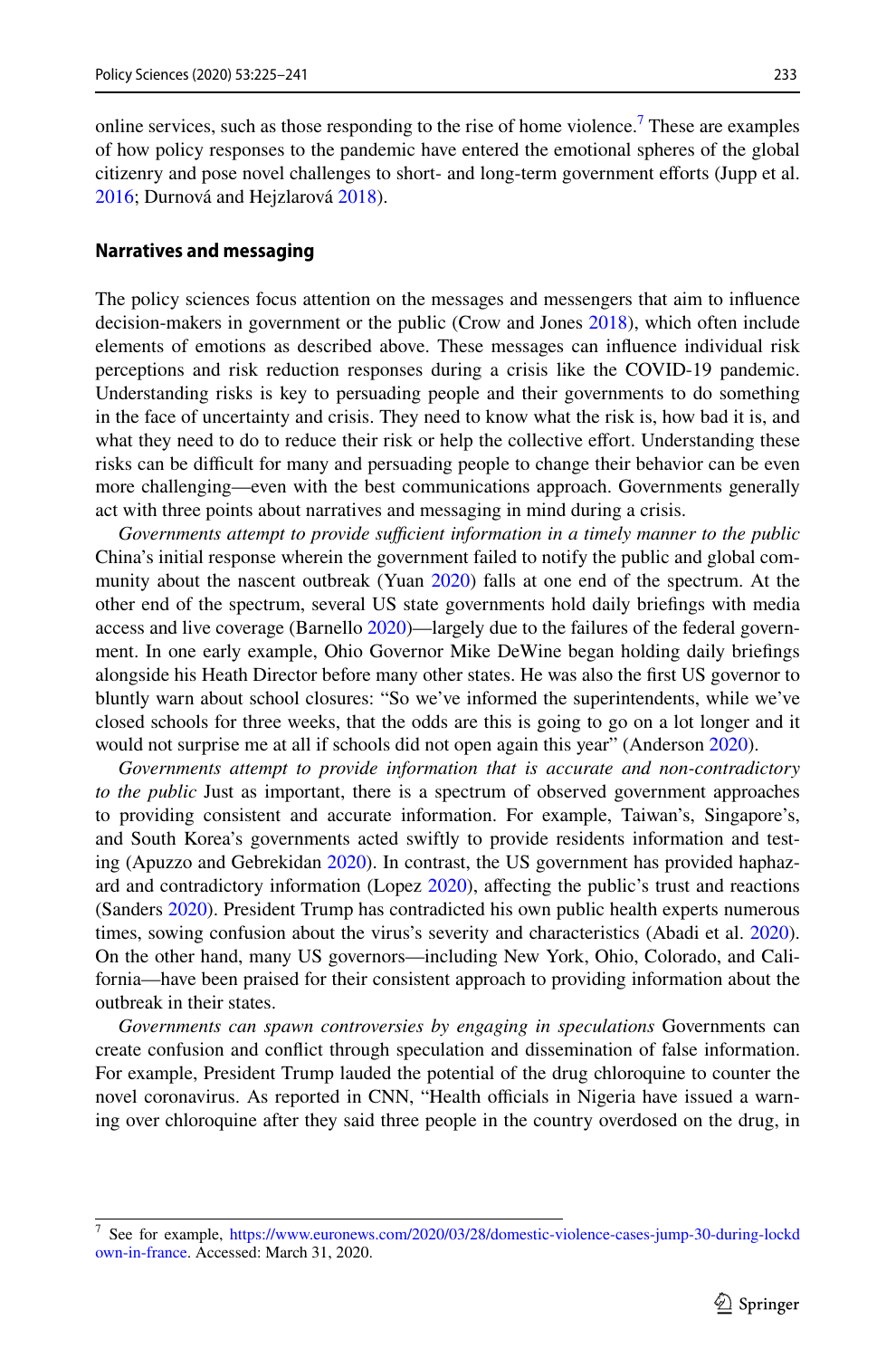online services, such as those responding to the rise of home violence.[7] These are examples of how policy responses to the pandemic have entered the emotional spheres of the global citizenry and pose novel challenges to short- and long-term government efforts (Jupp et al. 2016; Durnová and Hejzlarová 2018).

### Narratives and messaging

The policy sciences focus attention on the messages and messengers that aim to influence decision-makers in government or the public (Crow and Jones 2018), which often include elements of emotions as described above. These messages can influence individual risk perceptions and risk reduction responses during a crisis like the COVID-19 pandemic. Understanding risks is key to persuading people and their governments to do something in the face of uncertainty and crisis. They need to know what the risk is, how bad it is, and what they need to do to reduce their risk or help the collective effort. Understanding these risks can be difficult for many and persuading people to change their behavior can be even more challenging—even with the best communications approach. Governments generally act with three points about narratives and messaging in mind during a crisis.

*Governments attempt to provide sufficient information in a timely manner to the public* China's initial response wherein the government failed to notify the public and global community about the nascent outbreak (Yuan 2020) falls at one end of the spectrum. At the other end of the spectrum, several US state governments hold daily briefings with media access and live coverage (Barnello 2020)—largely due to the failures of the federal government. In one early example, Ohio Governor Mike DeWine began holding daily briefings alongside his Heath Director before many other states. He was also the first US governor to bluntly warn about school closures: "So we've informed the superintendents, while we've closed schools for three weeks, that the odds are this is going to go on a lot longer and it would not surprise me at all if schools did not open again this year" (Anderson 2020).

*Governments attempt to provide information that is accurate and non-contradictory to the public* Just as important, there is a spectrum of observed government approaches to providing consistent and accurate information. For example, Taiwan's, Singapore's, and South Korea's governments acted swiftly to provide residents information and testing (Apuzzo and Gebrekidan 2020). In contrast, the US government has provided haphazard and contradictory information (Lopez 2020), affecting the public's trust and reactions (Sanders 2020). President Trump has contradicted his own public health experts numerous times, sowing confusion about the virus's severity and characteristics (Abadi et al. 2020). On the other hand, many US governors—including New York, Ohio, Colorado, and California—have been praised for their consistent approach to providing information about the outbreak in their states.

*Governments can spawn controversies by engaging in speculations* Governments can create confusion and conflict through speculation and dissemination of false information. For example, President Trump lauded the potential of the drug chloroquine to counter the novel coronavirus. As reported in CNN, "Health officials in Nigeria have issued a warning over chloroquine after they said three people in the country overdosed on the drug, in

---

[7] See for example, https://www.euronews.com/2020/03/28/domestic-violence-cases-jump-30-during-lockdown-in-france. Accessed: March 31, 2020.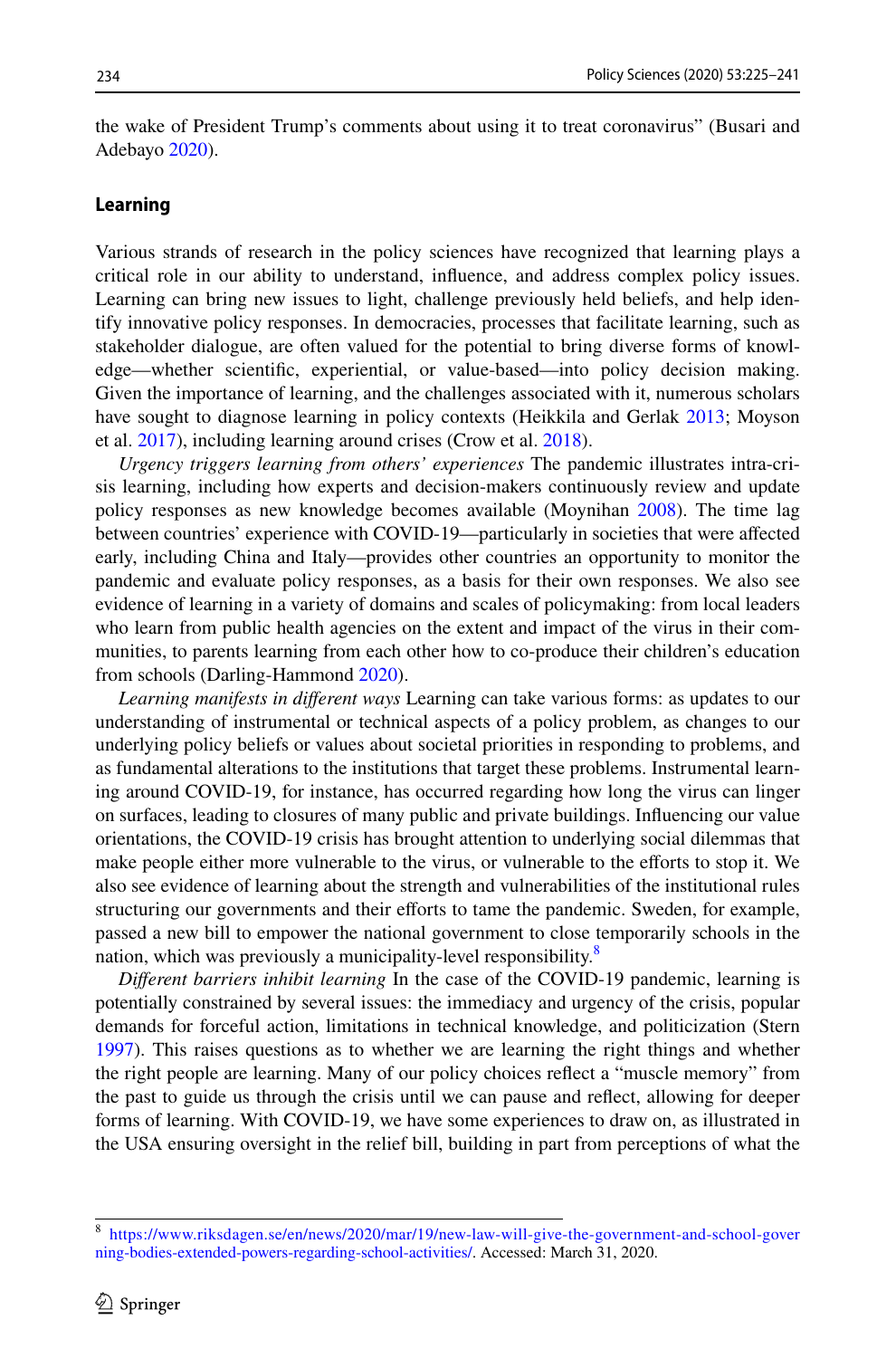the wake of President Trump's comments about using it to treat coronavirus" (Busari and Adebayo 2020).

### Learning

Various strands of research in the policy sciences have recognized that learning plays a critical role in our ability to understand, influence, and address complex policy issues. Learning can bring new issues to light, challenge previously held beliefs, and help identify innovative policy responses. In democracies, processes that facilitate learning, such as stakeholder dialogue, are often valued for the potential to bring diverse forms of knowledge—whether scientific, experiential, or value-based—into policy decision making. Given the importance of learning, and the challenges associated with it, numerous scholars have sought to diagnose learning in policy contexts (Heikkila and Gerlak 2013; Moyson et al. 2017), including learning around crises (Crow et al. 2018).

*Urgency triggers learning from others' experiences* The pandemic illustrates intra-crisis learning, including how experts and decision-makers continuously review and update policy responses as new knowledge becomes available (Moynihan 2008). The time lag between countries' experience with COVID-19—particularly in societies that were affected early, including China and Italy—provides other countries an opportunity to monitor the pandemic and evaluate policy responses, as a basis for their own responses. We also see evidence of learning in a variety of domains and scales of policymaking: from local leaders who learn from public health agencies on the extent and impact of the virus in their communities, to parents learning from each other how to co-produce their children's education from schools (Darling-Hammond 2020).

*Learning manifests in different ways* Learning can take various forms: as updates to our understanding of instrumental or technical aspects of a policy problem, as changes to our underlying policy beliefs or values about societal priorities in responding to problems, and as fundamental alterations to the institutions that target these problems. Instrumental learning around COVID-19, for instance, has occurred regarding how long the virus can linger on surfaces, leading to closures of many public and private buildings. Influencing our value orientations, the COVID-19 crisis has brought attention to underlying social dilemmas that make people either more vulnerable to the virus, or vulnerable to the efforts to stop it. We also see evidence of learning about the strength and vulnerabilities of the institutional rules structuring our governments and their efforts to tame the pandemic. Sweden, for example, passed a new bill to empower the national government to close temporarily schools in the nation, which was previously a municipality-level responsibility.[8]

*Different barriers inhibit learning* In the case of the COVID-19 pandemic, learning is potentially constrained by several issues: the immediacy and urgency of the crisis, popular demands for forceful action, limitations in technical knowledge, and politicization (Stern 1997). This raises questions as to whether we are learning the right things and whether the right people are learning. Many of our policy choices reflect a "muscle memory" from the past to guide us through the crisis until we can pause and reflect, allowing for deeper forms of learning. With COVID-19, we have some experiences to draw on, as illustrated in the USA ensuring oversight in the relief bill, building in part from perceptions of what the

---

[8] https://www.riksdagen.se/en/news/2020/mar/19/new-law-will-give-the-government-and-school-governing-bodies-extended-powers-regarding-school-activities/. Accessed: March 31, 2020.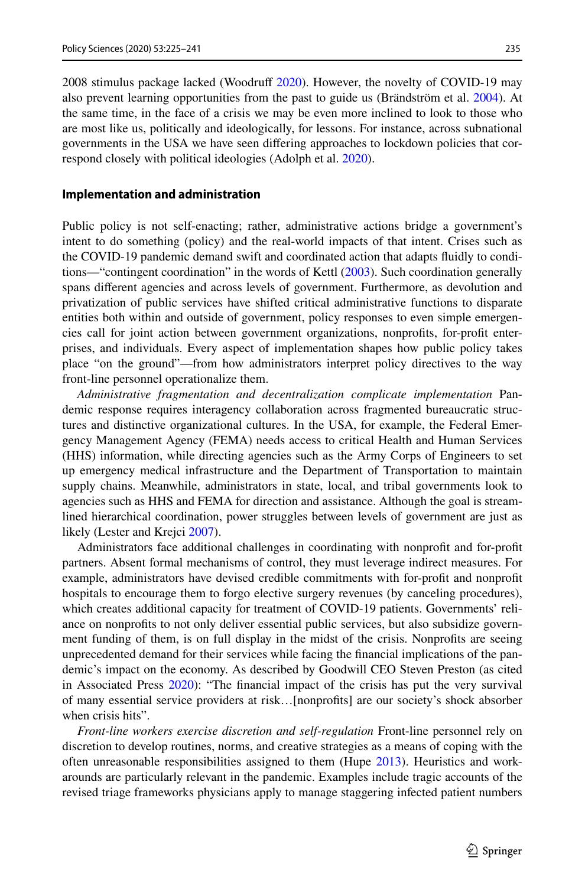2008 stimulus package lacked (Woodruff 2020). However, the novelty of COVID-19 may also prevent learning opportunities from the past to guide us (Brändström et al. 2004). At the same time, in the face of a crisis we may be even more inclined to look to those who are most like us, politically and ideologically, for lessons. For instance, across subnational governments in the USA we have seen differing approaches to lockdown policies that correspond closely with political ideologies (Adolph et al. 2020).

### Implementation and administration

Public policy is not self-enacting; rather, administrative actions bridge a government's intent to do something (policy) and the real-world impacts of that intent. Crises such as the COVID-19 pandemic demand swift and coordinated action that adapts fluidly to conditions—"contingent coordination" in the words of Kettl (2003). Such coordination generally spans different agencies and across levels of government. Furthermore, as devolution and privatization of public services have shifted critical administrative functions to disparate entities both within and outside of government, policy responses to even simple emergencies call for joint action between government organizations, nonprofits, for-profit enterprises, and individuals. Every aspect of implementation shapes how public policy takes place "on the ground"—from how administrators interpret policy directives to the way front-line personnel operationalize them.

*Administrative fragmentation and decentralization complicate implementation* Pandemic response requires interagency collaboration across fragmented bureaucratic structures and distinctive organizational cultures. In the USA, for example, the Federal Emergency Management Agency (FEMA) needs access to critical Health and Human Services (HHS) information, while directing agencies such as the Army Corps of Engineers to set up emergency medical infrastructure and the Department of Transportation to maintain supply chains. Meanwhile, administrators in state, local, and tribal governments look to agencies such as HHS and FEMA for direction and assistance. Although the goal is streamlined hierarchical coordination, power struggles between levels of government are just as likely (Lester and Krejci 2007).

Administrators face additional challenges in coordinating with nonprofit and for-profit partners. Absent formal mechanisms of control, they must leverage indirect measures. For example, administrators have devised credible commitments with for-profit and nonprofit hospitals to encourage them to forgo elective surgery revenues (by canceling procedures), which creates additional capacity for treatment of COVID-19 patients. Governments' reliance on nonprofits to not only deliver essential public services, but also subsidize government funding of them, is on full display in the midst of the crisis. Nonprofits are seeing unprecedented demand for their services while facing the financial implications of the pandemic's impact on the economy. As described by Goodwill CEO Steven Preston (as cited in Associated Press 2020): "The financial impact of the crisis has put the very survival of many essential service providers at risk…[nonprofits] are our society's shock absorber when crisis hits".

*Front-line workers exercise discretion and self-regulation* Front-line personnel rely on discretion to develop routines, norms, and creative strategies as a means of coping with the often unreasonable responsibilities assigned to them (Hupe 2013). Heuristics and workarounds are particularly relevant in the pandemic. Examples include tragic accounts of the revised triage frameworks physicians apply to manage staggering infected patient numbers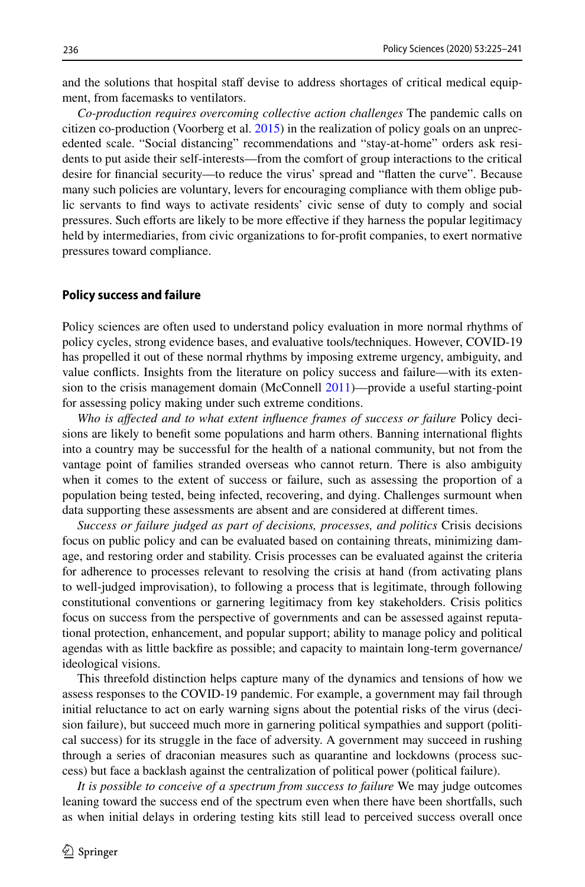and the solutions that hospital staff devise to address shortages of critical medical equipment, from facemasks to ventilators.

*Co-production requires overcoming collective action challenges* The pandemic calls on citizen co-production (Voorberg et al. 2015) in the realization of policy goals on an unprecedented scale. "Social distancing" recommendations and "stay-at-home" orders ask residents to put aside their self-interests—from the comfort of group interactions to the critical desire for financial security—to reduce the virus' spread and "flatten the curve". Because many such policies are voluntary, levers for encouraging compliance with them oblige public servants to find ways to activate residents' civic sense of duty to comply and social pressures. Such efforts are likely to be more effective if they harness the popular legitimacy held by intermediaries, from civic organizations to for-profit companies, to exert normative pressures toward compliance.

## Policy success and failure

Policy sciences are often used to understand policy evaluation in more normal rhythms of policy cycles, strong evidence bases, and evaluative tools/techniques. However, COVID-19 has propelled it out of these normal rhythms by imposing extreme urgency, ambiguity, and value conflicts. Insights from the literature on policy success and failure—with its extension to the crisis management domain (McConnell 2011)—provide a useful starting-point for assessing policy making under such extreme conditions.

*Who is affected and to what extent influence frames of success or failure* Policy decisions are likely to benefit some populations and harm others. Banning international flights into a country may be successful for the health of a national community, but not from the vantage point of families stranded overseas who cannot return. There is also ambiguity when it comes to the extent of success or failure, such as assessing the proportion of a population being tested, being infected, recovering, and dying. Challenges surmount when data supporting these assessments are absent and are considered at different times.

*Success or failure judged as part of decisions, processes, and politics* Crisis decisions focus on public policy and can be evaluated based on containing threats, minimizing damage, and restoring order and stability. Crisis processes can be evaluated against the criteria for adherence to processes relevant to resolving the crisis at hand (from activating plans to well-judged improvisation), to following a process that is legitimate, through following constitutional conventions or garnering legitimacy from key stakeholders. Crisis politics focus on success from the perspective of governments and can be assessed against reputational protection, enhancement, and popular support; ability to manage policy and political agendas with as little backfire as possible; and capacity to maintain long-term governance/ideological visions.

This threefold distinction helps capture many of the dynamics and tensions of how we assess responses to the COVID-19 pandemic. For example, a government may fail through initial reluctance to act on early warning signs about the potential risks of the virus (decision failure), but succeed much more in garnering political sympathies and support (political success) for its struggle in the face of adversity. A government may succeed in rushing through a series of draconian measures such as quarantine and lockdowns (process success) but face a backlash against the centralization of political power (political failure).

*It is possible to conceive of a spectrum from success to failure* We may judge outcomes leaning toward the success end of the spectrum even when there have been shortfalls, such as when initial delays in ordering testing kits still lead to perceived success overall once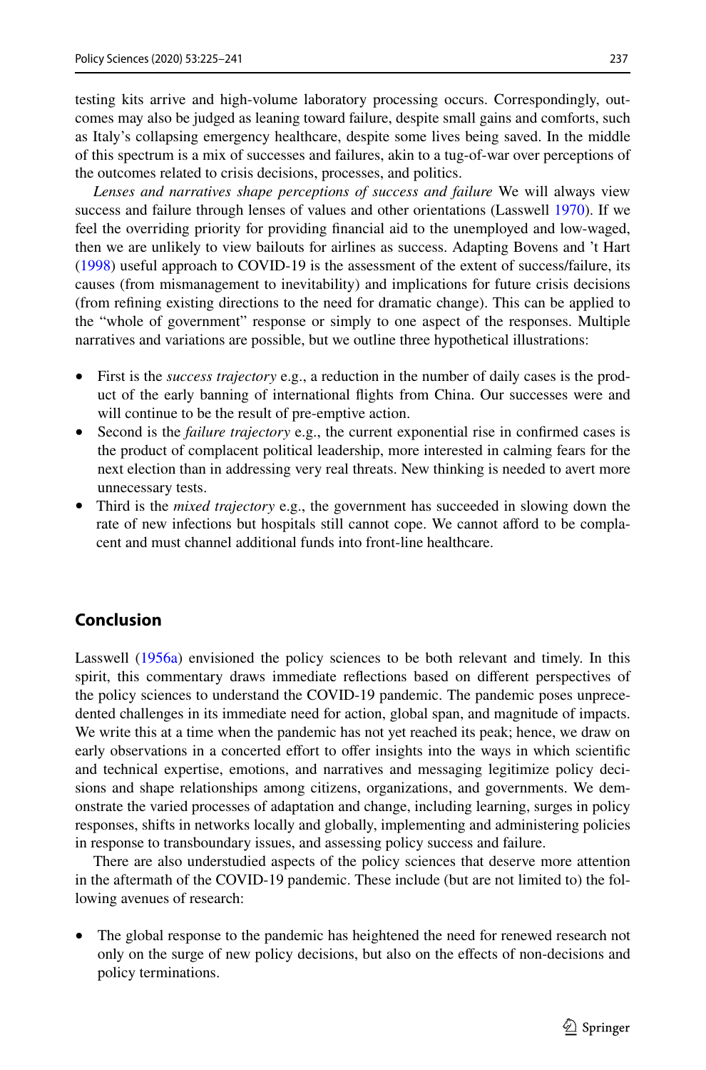testing kits arrive and high-volume laboratory processing occurs. Correspondingly, outcomes may also be judged as leaning toward failure, despite small gains and comforts, such as Italy's collapsing emergency healthcare, despite some lives being saved. In the middle of this spectrum is a mix of successes and failures, akin to a tug-of-war over perceptions of the outcomes related to crisis decisions, processes, and politics.

*Lenses and narratives shape perceptions of success and failure* We will always view success and failure through lenses of values and other orientations (Lasswell 1970). If we feel the overriding priority for providing financial aid to the unemployed and low-waged, then we are unlikely to view bailouts for airlines as success. Adapting Bovens and 't Hart (1998) useful approach to COVID-19 is the assessment of the extent of success/failure, its causes (from mismanagement to inevitability) and implications for future crisis decisions (from refining existing directions to the need for dramatic change). This can be applied to the "whole of government" response or simply to one aspect of the responses. Multiple narratives and variations are possible, but we outline three hypothetical illustrations:

- First is the *success trajectory* e.g., a reduction in the number of daily cases is the product of the early banning of international flights from China. Our successes were and will continue to be the result of pre-emptive action.
- Second is the *failure trajectory* e.g., the current exponential rise in confirmed cases is the product of complacent political leadership, more interested in calming fears for the next election than in addressing very real threats. New thinking is needed to avert more unnecessary tests.
- Third is the *mixed trajectory* e.g., the government has succeeded in slowing down the rate of new infections but hospitals still cannot cope. We cannot afford to be complacent and must channel additional funds into front-line healthcare.

## Conclusion

Lasswell (1956a) envisioned the policy sciences to be both relevant and timely. In this spirit, this commentary draws immediate reflections based on different perspectives of the policy sciences to understand the COVID-19 pandemic. The pandemic poses unprecedented challenges in its immediate need for action, global span, and magnitude of impacts. We write this at a time when the pandemic has not yet reached its peak; hence, we draw on early observations in a concerted effort to offer insights into the ways in which scientific and technical expertise, emotions, and narratives and messaging legitimize policy decisions and shape relationships among citizens, organizations, and governments. We demonstrate the varied processes of adaptation and change, including learning, surges in policy responses, shifts in networks locally and globally, implementing and administering policies in response to transboundary issues, and assessing policy success and failure.

There are also understudied aspects of the policy sciences that deserve more attention in the aftermath of the COVID-19 pandemic. These include (but are not limited to) the following avenues of research:

- The global response to the pandemic has heightened the need for renewed research not only on the surge of new policy decisions, but also on the effects of non-decisions and policy terminations.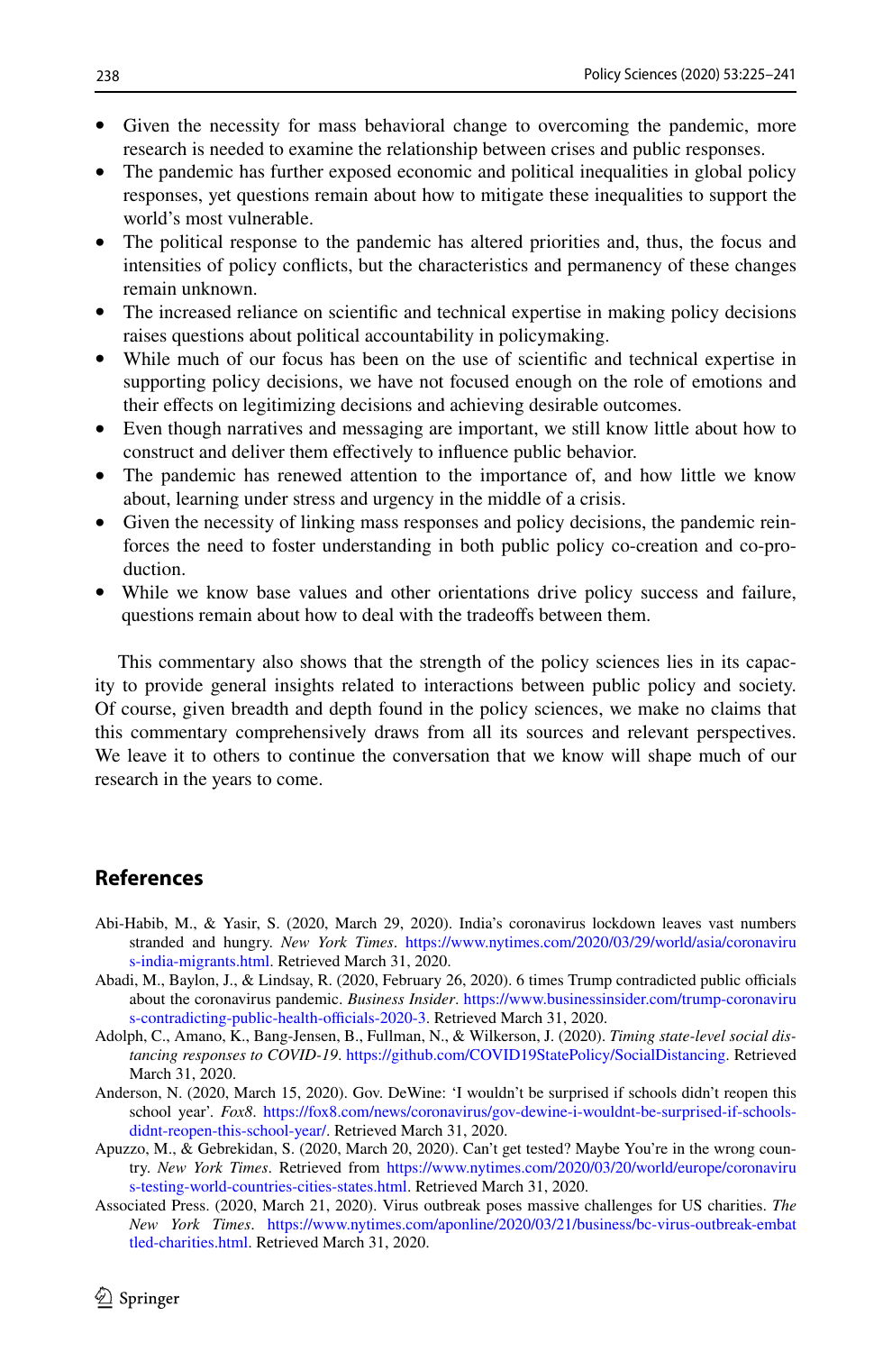- Given the necessity for mass behavioral change to overcoming the pandemic, more research is needed to examine the relationship between crises and public responses.
- The pandemic has further exposed economic and political inequalities in global policy responses, yet questions remain about how to mitigate these inequalities to support the world's most vulnerable.
- The political response to the pandemic has altered priorities and, thus, the focus and intensities of policy conflicts, but the characteristics and permanency of these changes remain unknown.
- The increased reliance on scientific and technical expertise in making policy decisions raises questions about political accountability in policymaking.
- While much of our focus has been on the use of scientific and technical expertise in supporting policy decisions, we have not focused enough on the role of emotions and their effects on legitimizing decisions and achieving desirable outcomes.
- Even though narratives and messaging are important, we still know little about how to construct and deliver them effectively to influence public behavior.
- The pandemic has renewed attention to the importance of, and how little we know about, learning under stress and urgency in the middle of a crisis.
- Given the necessity of linking mass responses and policy decisions, the pandemic reinforces the need to foster understanding in both public policy co-creation and co-production.
- While we know base values and other orientations drive policy success and failure, questions remain about how to deal with the tradeoffs between them.

This commentary also shows that the strength of the policy sciences lies in its capacity to provide general insights related to interactions between public policy and society. Of course, given breadth and depth found in the policy sciences, we make no claims that this commentary comprehensively draws from all its sources and relevant perspectives. We leave it to others to continue the conversation that we know will shape much of our research in the years to come.

## References

Abi-Habib, M., & Yasir, S. (2020, March 29, 2020). India's coronavirus lockdown leaves vast numbers stranded and hungry. *New York Times*. https://www.nytimes.com/2020/03/29/world/asia/coronavirus-india-migrants.html. Retrieved March 31, 2020.

Abadi, M., Baylon, J., & Lindsay, R. (2020, February 26, 2020). 6 times Trump contradicted public officials about the coronavirus pandemic. *Business Insider*. https://www.businessinsider.com/trump-coronavirus-contradicting-public-health-officials-2020-3. Retrieved March 31, 2020.

Adolph, C., Amano, K., Bang-Jensen, B., Fullman, N., & Wilkerson, J. (2020). *Timing state-level social distancing responses to COVID-19*. https://github.com/COVID19StatePolicy/SocialDistancing. Retrieved March 31, 2020.

Anderson, N. (2020, March 15, 2020). Gov. DeWine: 'I wouldn't be surprised if schools didn't reopen this school year'. *Fox8*. https://fox8.com/news/coronavirus/gov-dewine-i-wouldnt-be-surprised-if-schools-didnt-reopen-this-school-year/. Retrieved March 31, 2020.

Apuzzo, M., & Gebrekidan, S. (2020, March 20, 2020). Can't get tested? Maybe You're in the wrong country. *New York Times*. Retrieved from https://www.nytimes.com/2020/03/20/world/europe/coronavirus-testing-world-countries-cities-states.html. Retrieved March 31, 2020.

Associated Press. (2020, March 21, 2020). Virus outbreak poses massive challenges for US charities. *The New York Times*. https://www.nytimes.com/aponline/2020/03/21/business/bc-virus-outbreak-embattled-charities.html. Retrieved March 31, 2020.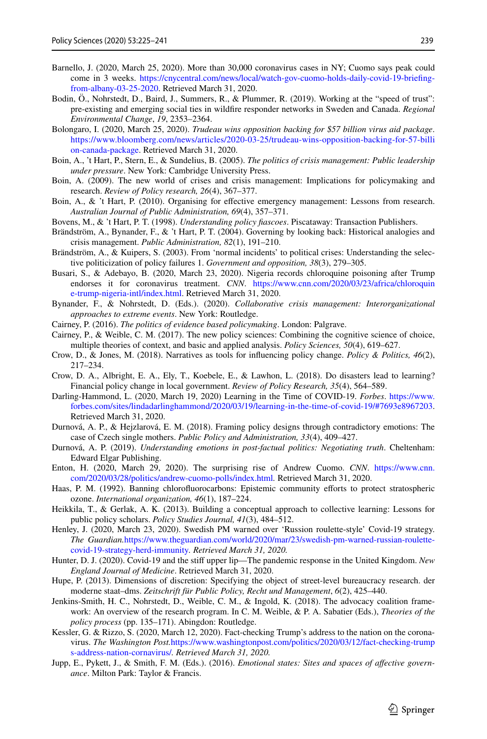Barnello, J. (2020, March 25, 2020). More than 30,000 coronavirus cases in NY; Cuomo says peak could come in 3 weeks. https://cnycentral.com/news/local/watch-gov-cuomo-holds-daily-covid-19-briefing-from-albany-03-25-2020. Retrieved March 31, 2020.

Bodin, Ö., Nohrstedt, D., Baird, J., Summers, R., & Plummer, R. (2019). Working at the "speed of trust": pre-existing and emerging social ties in wildfire responder networks in Sweden and Canada. *Regional Environmental Change*, *19*, 2353–2364.

Bolongaro, I. (2020, March 25, 2020). *Trudeau wins opposition backing for $57 billion virus aid package*. https://www.bloomberg.com/news/articles/2020-03-25/trudeau-wins-opposition-backing-for-57-billion-canada-package. Retrieved March 31, 2020.

Boin, A., 't Hart, P., Stern, E., & Sundelius, B. (2005). *The politics of crisis management: Public leadership under pressure*. New York: Cambridge University Press.

Boin, A. (2009). The new world of crises and crisis management: Implications for policymaking and research. *Review of Policy research, 26*(4), 367–377.

Boin, A., & 't Hart, P. (2010). Organising for effective emergency management: Lessons from research. *Australian Journal of Public Administration, 69*(4), 357–371.

Bovens, M., & 't Hart, P. T. (1998). *Understanding policy fiascoes*. Piscataway: Transaction Publishers.

Brändström, A., Bynander, F., & 't Hart, P. T. (2004). Governing by looking back: Historical analogies and crisis management. *Public Administration, 82*(1), 191–210.

Brändström, A., & Kuipers, S. (2003). From 'normal incidents' to political crises: Understanding the selective politicization of policy failures 1. *Government and opposition, 38*(3), 279–305.

Busari, S., & Adebayo, B. (2020, March 23, 2020). Nigeria records chloroquine poisoning after Trump endorses it for coronavirus treatment. *CNN*. https://www.cnn.com/2020/03/23/africa/chloroquine-trump-nigeria-intl/index.html. Retrieved March 31, 2020.

Bynander, F., & Nohrstedt, D. (Eds.). (2020). *Collaborative crisis management: Interorganizational approaches to extreme events*. New York: Routledge.

Cairney, P. (2016). *The politics of evidence based policymaking*. London: Palgrave.

Cairney, P., & Weible, C. M. (2017). The new policy sciences: Combining the cognitive science of choice, multiple theories of context, and basic and applied analysis. *Policy Sciences, 50*(4), 619–627.

Crow, D., & Jones, M. (2018). Narratives as tools for influencing policy change. *Policy & Politics, 46*(2), 217–234.

Crow, D. A., Albright, E. A., Ely, T., Koebele, E., & Lawhon, L. (2018). Do disasters lead to learning? Financial policy change in local government. *Review of Policy Research, 35*(4), 564–589.

Darling-Hammond, L. (2020, March 19, 2020) Learning in the Time of COVID-19. *Forbes*. https://www.forbes.com/sites/lindadarlinghammond/2020/03/19/learning-in-the-time-of-covid-19/#7693e8967203. Retrieved March 31, 2020.

Durnová, A. P., & Hejzlarová, E. M. (2018). Framing policy designs through contradictory emotions: The case of Czech single mothers. *Public Policy and Administration, 33*(4), 409–427.

Durnová, A. P. (2019). *Understanding emotions in post-factual politics: Negotiating truth*. Cheltenham: Edward Elgar Publishing.

Enton, H. (2020, March 29, 2020). The surprising rise of Andrew Cuomo. *CNN*. https://www.cnn.com/2020/03/28/politics/andrew-cuomo-polls/index.html. Retrieved March 31, 2020.

Haas, P. M. (1992). Banning chlorofluorocarbons: Epistemic community efforts to protect stratospheric ozone. *International organization, 46*(1), 187–224.

Heikkila, T., & Gerlak, A. K. (2013). Building a conceptual approach to collective learning: Lessons for public policy scholars. *Policy Studies Journal, 41*(3), 484–512.

Henley, J. (2020, March 23, 2020). Swedish PM warned over 'Russion roulette-style' Covid-19 strategy. *The Guardian.*https://www.theguardian.com/world/2020/mar/23/swedish-pm-warned-russian-roulette-covid-19-strategy-herd-immunity. *Retrieved March 31, 2020.*

Hunter, D. J. (2020). Covid-19 and the stiff upper lip—The pandemic response in the United Kingdom. *New England Journal of Medicine*. Retrieved March 31, 2020.

Hupe, P. (2013). Dimensions of discretion: Specifying the object of street-level bureaucracy research. der moderne staat–dms. *Zeitschrift für Public Policy, Recht und Management*, *6*(2), 425–440.

Jenkins-Smith, H. C., Nohrstedt, D., Weible, C. M., & Ingold, K. (2018). The advocacy coalition framework: An overview of the research program. In C. M. Weible, & P. A. Sabatier (Eds.), *Theories of the policy process* (pp. 135–171). Abingdon: Routledge.

Kessler, G. & Rizzo, S. (2020, March 12, 2020). Fact-checking Trump's address to the nation on the coronavirus. *The Washington Post.*https://www.washingtonpost.com/politics/2020/03/12/fact-checking-trumps-address-nation-cornavirus/. *Retrieved March 31, 2020.*

Jupp, E., Pykett, J., & Smith, F. M. (Eds.). (2016). *Emotional states: Sites and spaces of affective governance*. Milton Park: Taylor & Francis.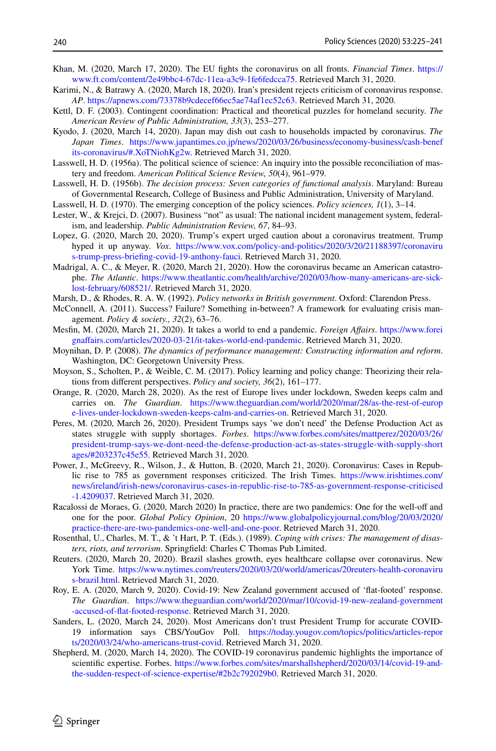Khan, M. (2020, March 17, 2020). The EU fights the coronavirus on all fronts. *Financial Times*. https://www.ft.com/content/2e49bbc4-67dc-11ea-a3c9-1fe6fedcca75. Retrieved March 31, 2020.

Karimi, N., & Batrawy A. (2020, March 18, 2020). Iran's president rejects criticism of coronavirus response. *AP*. https://apnews.com/73378b9cdecef66ec5ae74af1ec52c63. Retrieved March 31, 2020.

Kettl, D. F. (2003). Contingent coordination: Practical and theoretical puzzles for homeland security. *The American Review of Public Administration, 33*(3), 253–277.

Kyodo, J. (2020, March 14, 2020). Japan may dish out cash to households impacted by coronavirus. *The Japan Times*. https://www.japantimes.co.jp/news/2020/03/26/business/economy-business/cash-benefits-coronavirus/#.XoTNiohKg2w. Retrieved March 31, 2020.

Lasswell, H. D. (1956a). The political science of science: An inquiry into the possible reconciliation of mastery and freedom. *American Political Science Review, 50*(4), 961–979.

Lasswell, H. D. (1956b). *The decision process: Seven categories of functional analysis*. Maryland: Bureau of Governmental Research, College of Business and Public Administration, University of Maryland.

Lasswell, H. D. (1970). The emerging conception of the policy sciences. *Policy sciences, 1*(1), 3–14.

Lester, W., & Krejci, D. (2007). Business "not" as usual: The national incident management system, federalism, and leadership. *Public Administration Review, 67*, 84–93.

Lopez, G. (2020, March 20, 2020). Trump's expert urged caution about a coronavirus treatment. Trump hyped it up anyway. *Vox*. https://www.vox.com/policy-and-politics/2020/3/20/21188397/coronavirus-trump-press-briefing-covid-19-anthony-fauci. Retrieved March 31, 2020.

Madrigal, A. C., & Meyer, R. (2020, March 21, 2020). How the coronavirus became an American catastrophe. *The Atlantic*. https://www.theatlantic.com/health/archive/2020/03/how-many-americans-are-sick-lost-february/608521/. Retrieved March 31, 2020.

Marsh, D., & Rhodes, R. A. W. (1992). *Policy networks in British government*. Oxford: Clarendon Press.

McConnell, A. (2011). Success? Failure? Something in-between? A framework for evaluating crisis management. *Policy & society., 32*(2), 63–76.

Mesfin, M. (2020, March 21, 2020). It takes a world to end a pandemic. *Foreign Affairs*. https://www.foreignaffairs.com/articles/2020-03-21/it-takes-world-end-pandemic. Retrieved March 31, 2020.

Moynihan, D. P. (2008). *The dynamics of performance management: Constructing information and reform*. Washington, DC: Georgetown University Press.

Moyson, S., Scholten, P., & Weible, C. M. (2017). Policy learning and policy change: Theorizing their relations from different perspectives. *Policy and society, 36*(2), 161–177.

Orange, R. (2020, March 28, 2020). As the rest of Europe lives under lockdown, Sweden keeps calm and carries on. *The Guardian*. https://www.theguardian.com/world/2020/mar/28/as-the-rest-of-europe-lives-under-lockdown-sweden-keeps-calm-and-carries-on. Retrieved March 31, 2020.

Peres, M. (2020, March 26, 2020). President Trumps says 'we don't need' the Defense Production Act as states struggle with supply shortages. *Forbes*. https://www.forbes.com/sites/mattperez/2020/03/26/president-trump-says-we-dont-need-the-defense-production-act-as-states-struggle-with-supply-shortages/#203237c45e55. Retrieved March 31, 2020.

Power, J., McGreevy, R., Wilson, J., & Hutton, B. (2020, March 21, 2020). Coronavirus: Cases in Republic rise to 785 as government responses criticized. The Irish Times. https://www.irishtimes.com/news/ireland/irish-news/coronavirus-cases-in-republic-rise-to-785-as-government-response-criticised-1.4209037. Retrieved March 31, 2020.

Racalossi de Moraes, G. (2020, March 2020) In practice, there are two pandemics: One for the well-off and one for the poor. *Global Policy Opinion*, 20 https://www.globalpolicyjournal.com/blog/20/03/2020/practice-there-are-two-pandemics-one-well-and-one-poor. Retrieved March 31, 2020.

Rosenthal, U., Charles, M. T., & 't Hart, P. T. (Eds.). (1989). *Coping with crises: The management of disasters, riots, and terrorism*. Springfield: Charles C Thomas Pub Limited.

Reuters. (2020, March 20, 2020). Brazil slashes growth, eyes healthcare collapse over coronavirus. New York Time. https://www.nytimes.com/reuters/2020/03/20/world/americas/20reuters-health-coronavirus-brazil.html. Retrieved March 31, 2020.

Roy, E. A. (2020, March 9, 2020). Covid-19: New Zealand government accused of 'flat-footed' response. *The Guardian*. https://www.theguardian.com/world/2020/mar/10/covid-19-new-zealand-government-accused-of-flat-footed-response. Retrieved March 31, 2020.

Sanders, L. (2020, March 24, 2020). Most Americans don't trust President Trump for accurate COVID-19 information says CBS/YouGov Poll. https://today.yougov.com/topics/politics/articles-reports/2020/03/24/who-americans-trust-covid. Retrieved March 31, 2020.

Shepherd, M. (2020, March 14, 2020). The COVID-19 coronavirus pandemic highlights the importance of scientific expertise. Forbes. https://www.forbes.com/sites/marshallshepherd/2020/03/14/covid-19-and-the-sudden-respect-of-science-expertise/#2b2c792029b0. Retrieved March 31, 2020.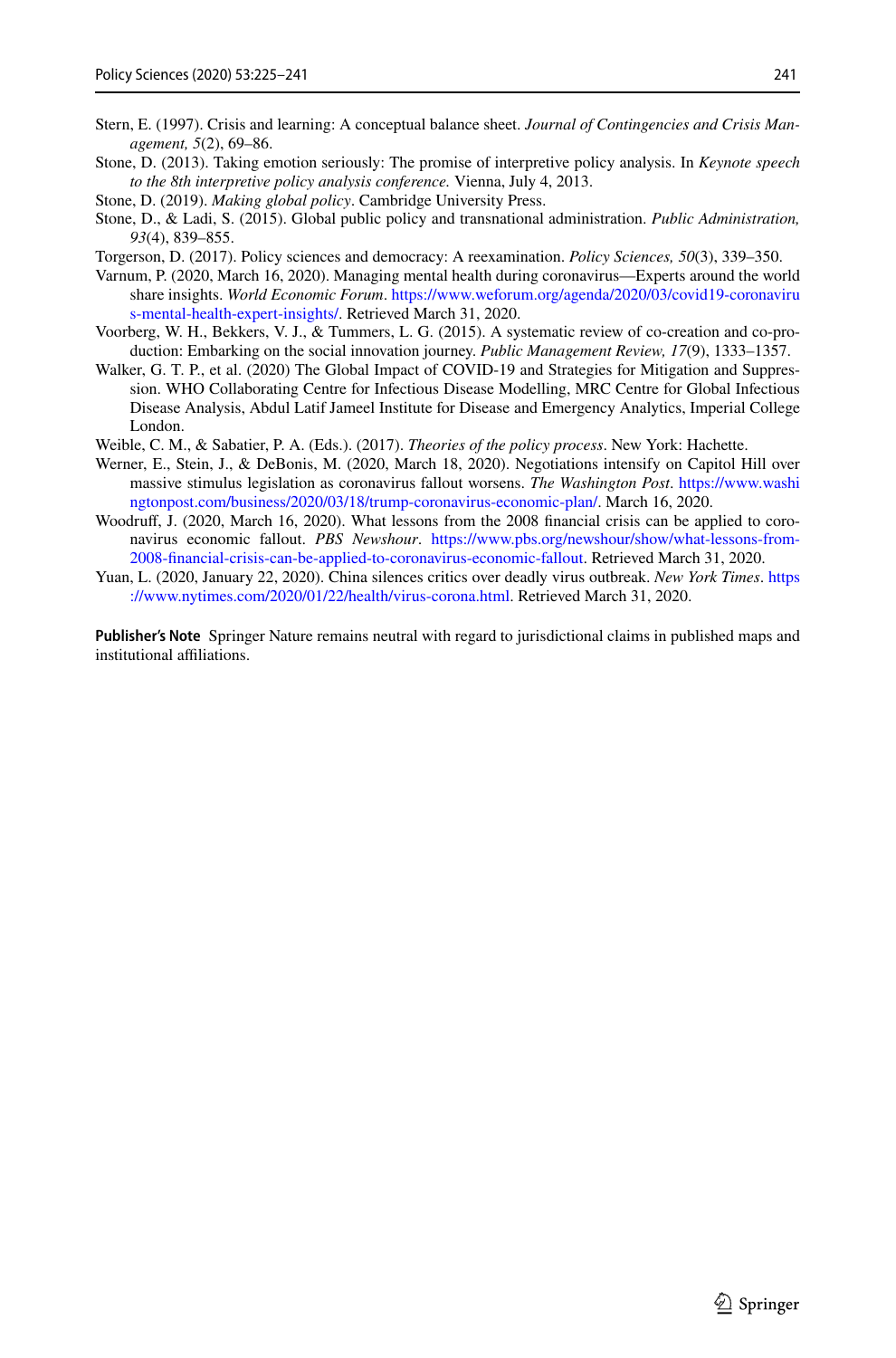Stern, E. (1997). Crisis and learning: A conceptual balance sheet. *Journal of Contingencies and Crisis Management, 5*(2), 69–86.

Stone, D. (2013). Taking emotion seriously: The promise of interpretive policy analysis. In *Keynote speech to the 8th interpretive policy analysis conference.* Vienna, July 4, 2013.

Stone, D. (2019). *Making global policy*. Cambridge University Press.

Stone, D., & Ladi, S. (2015). Global public policy and transnational administration. *Public Administration, 93*(4), 839–855.

Torgerson, D. (2017). Policy sciences and democracy: A reexamination. *Policy Sciences, 50*(3), 339–350.

Varnum, P. (2020, March 16, 2020). Managing mental health during coronavirus—Experts around the world share insights. *World Economic Forum*. https://www.weforum.org/agenda/2020/03/covid19-coronavirus-mental-health-expert-insights/. Retrieved March 31, 2020.

Voorberg, W. H., Bekkers, V. J., & Tummers, L. G. (2015). A systematic review of co-creation and co-production: Embarking on the social innovation journey. *Public Management Review, 17*(9), 1333–1357.

Walker, G. T. P., et al. (2020) The Global Impact of COVID-19 and Strategies for Mitigation and Suppression. WHO Collaborating Centre for Infectious Disease Modelling, MRC Centre for Global Infectious Disease Analysis, Abdul Latif Jameel Institute for Disease and Emergency Analytics, Imperial College London.

Weible, C. M., & Sabatier, P. A. (Eds.). (2017). *Theories of the policy process*. New York: Hachette.

Werner, E., Stein, J., & DeBonis, M. (2020, March 18, 2020). Negotiations intensify on Capitol Hill over massive stimulus legislation as coronavirus fallout worsens. *The Washington Post*. https://www.washingtonpost.com/business/2020/03/18/trump-coronavirus-economic-plan/. March 16, 2020.

Woodruff, J. (2020, March 16, 2020). What lessons from the 2008 financial crisis can be applied to coronavirus economic fallout. *PBS Newshour*. https://www.pbs.org/newshour/show/what-lessons-from-2008-financial-crisis-can-be-applied-to-coronavirus-economic-fallout. Retrieved March 31, 2020.

Yuan, L. (2020, January 22, 2020). China silences critics over deadly virus outbreak. *New York Times*. https://www.nytimes.com/2020/01/22/health/virus-corona.html. Retrieved March 31, 2020.

**Publisher's Note** Springer Nature remains neutral with regard to jurisdictional claims in published maps and institutional affiliations.